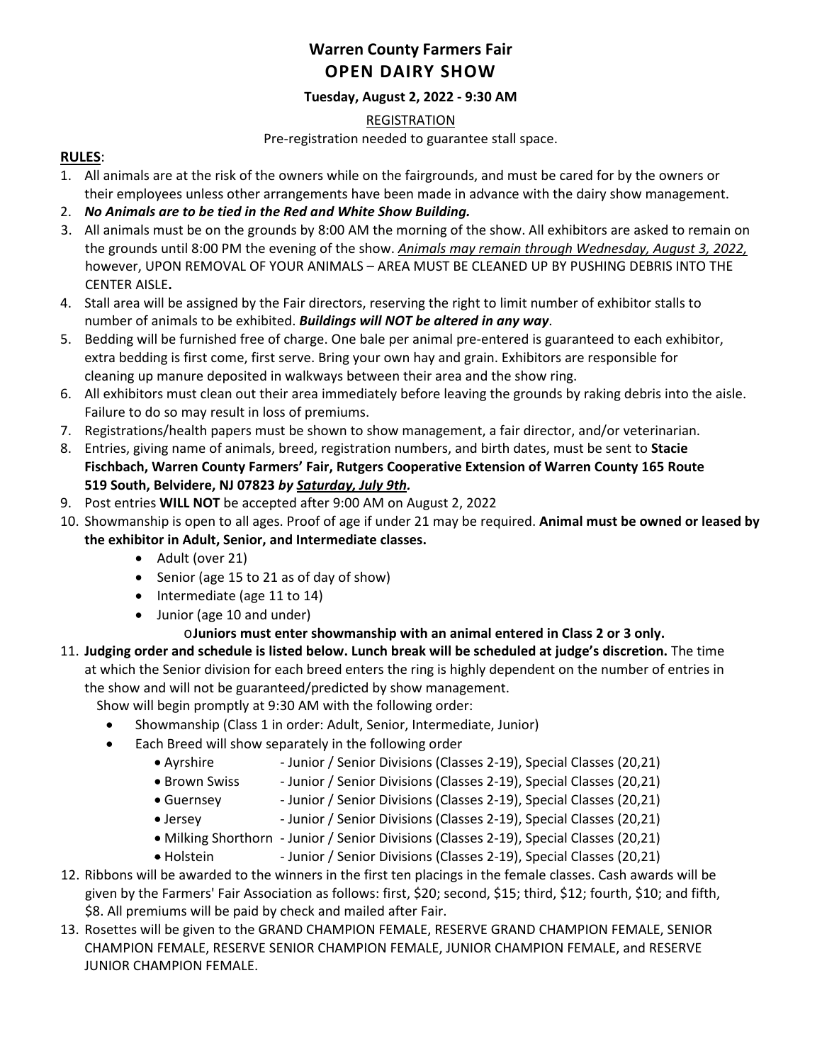# Warren County Farmers Fair
# OPEN DAIRY SHOW

**Tuesday, August 2, 2022 - 9:30 AM**

REGISTRATION

Pre-registration needed to guarantee stall space.

## RULES:

1. All animals are at the risk of the owners while on the fairgrounds, and must be cared for by the owners or their employees unless other arrangements have been made in advance with the dairy show management.
2. ***No Animals are to be tied in the Red and White Show Building.***
3. All animals must be on the grounds by 8:00 AM the morning of the show. All exhibitors are asked to remain on the grounds until 8:00 PM the evening of the show. *Animals may remain through Wednesday, August 3, 2022,* however, UPON REMOVAL OF YOUR ANIMALS – AREA MUST BE CLEANED UP BY PUSHING DEBRIS INTO THE CENTER AISLE**.**
4. Stall area will be assigned by the Fair directors, reserving the right to limit number of exhibitor stalls to number of animals to be exhibited. ***Buildings will NOT be altered in any way***.
5. Bedding will be furnished free of charge. One bale per animal pre-entered is guaranteed to each exhibitor, extra bedding is first come, first serve. Bring your own hay and grain. Exhibitors are responsible for cleaning up manure deposited in walkways between their area and the show ring.
6. All exhibitors must clean out their area immediately before leaving the grounds by raking debris into the aisle. Failure to do so may result in loss of premiums.
7. Registrations/health papers must be shown to show management, a fair director, and/or veterinarian.
8. Entries, giving name of animals, breed, registration numbers, and birth dates, must be sent to **Stacie Fischbach, Warren County Farmers' Fair, Rutgers Cooperative Extension of Warren County 165 Route 519 South, Belvidere, NJ 07823** ***by Saturday, July 9th.***
9. Post entries **WILL NOT** be accepted after 9:00 AM on August 2, 2022
10. Showmanship is open to all ages. Proof of age if under 21 may be required. **Animal must be owned or leased by the exhibitor in Adult, Senior, and Intermediate classes.**
    - Adult (over 21)
    - Senior (age 15 to 21 as of day of show)
    - Intermediate (age 11 to 14)
    - Junior (age 10 and under)
        - **Juniors must enter showmanship with an animal entered in Class 2 or 3 only.**
11. **Judging order and schedule is listed below. Lunch break will be scheduled at judge's discretion.** The time at which the Senior division for each breed enters the ring is highly dependent on the number of entries in the show and will not be guaranteed/predicted by show management.
    Show will begin promptly at 9:30 AM with the following order:
    - Showmanship (Class 1 in order: Adult, Senior, Intermediate, Junior)
    - Each Breed will show separately in the following order
        - Ayrshire - Junior / Senior Divisions (Classes 2-19), Special Classes (20,21)
        - Brown Swiss - Junior / Senior Divisions (Classes 2-19), Special Classes (20,21)
        - Guernsey - Junior / Senior Divisions (Classes 2-19), Special Classes (20,21)
        - Jersey - Junior / Senior Divisions (Classes 2-19), Special Classes (20,21)
        - Milking Shorthorn - Junior / Senior Divisions (Classes 2-19), Special Classes (20,21)
        - Holstein - Junior / Senior Divisions (Classes 2-19), Special Classes (20,21)
12. Ribbons will be awarded to the winners in the first ten placings in the female classes. Cash awards will be given by the Farmers' Fair Association as follows: first, $20; second, $15; third, $12; fourth, $10; and fifth, $8. All premiums will be paid by check and mailed after Fair.
13. Rosettes will be given to the GRAND CHAMPION FEMALE, RESERVE GRAND CHAMPION FEMALE, SENIOR CHAMPION FEMALE, RESERVE SENIOR CHAMPION FEMALE, JUNIOR CHAMPION FEMALE, and RESERVE JUNIOR CHAMPION FEMALE.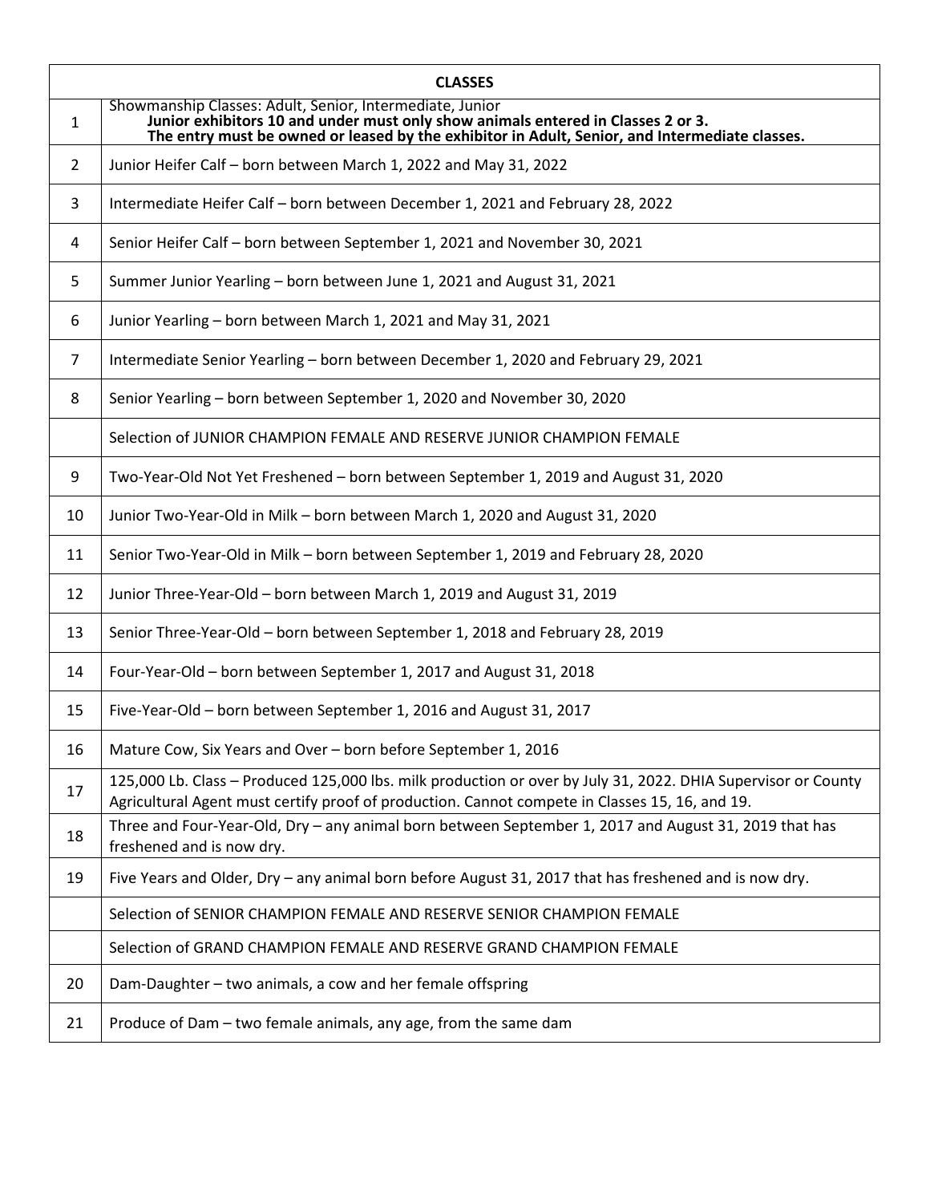| CLASSES | |
|---|---|
| 1 | Showmanship Classes: Adult, Senior, Intermediate, Junior<br>**Junior exhibitors 10 and under must only show animals entered in Classes 2 or 3.**<br>**The entry must be owned or leased by the exhibitor in Adult, Senior, and Intermediate classes.** |
| 2 | Junior Heifer Calf – born between March 1, 2022 and May 31, 2022 |
| 3 | Intermediate Heifer Calf – born between December 1, 2021 and February 28, 2022 |
| 4 | Senior Heifer Calf – born between September 1, 2021 and November 30, 2021 |
| 5 | Summer Junior Yearling – born between June 1, 2021 and August 31, 2021 |
| 6 | Junior Yearling – born between March 1, 2021 and May 31, 2021 |
| 7 | Intermediate Senior Yearling – born between December 1, 2020 and February 29, 2021 |
| 8 | Senior Yearling – born between September 1, 2020 and November 30, 2020 |
| | Selection of JUNIOR CHAMPION FEMALE AND RESERVE JUNIOR CHAMPION FEMALE |
| 9 | Two-Year-Old Not Yet Freshened – born between September 1, 2019 and August 31, 2020 |
| 10 | Junior Two-Year-Old in Milk – born between March 1, 2020 and August 31, 2020 |
| 11 | Senior Two-Year-Old in Milk – born between September 1, 2019 and February 28, 2020 |
| 12 | Junior Three-Year-Old – born between March 1, 2019 and August 31, 2019 |
| 13 | Senior Three-Year-Old – born between September 1, 2018 and February 28, 2019 |
| 14 | Four-Year-Old – born between September 1, 2017 and August 31, 2018 |
| 15 | Five-Year-Old – born between September 1, 2016 and August 31, 2017 |
| 16 | Mature Cow, Six Years and Over – born before September 1, 2016 |
| 17 | 125,000 Lb. Class – Produced 125,000 lbs. milk production or over by July 31, 2022. DHIA Supervisor or County Agricultural Agent must certify proof of production. Cannot compete in Classes 15, 16, and 19. |
| 18 | Three and Four-Year-Old, Dry – any animal born between September 1, 2017 and August 31, 2019 that has freshened and is now dry. |
| 19 | Five Years and Older, Dry – any animal born before August 31, 2017 that has freshened and is now dry. |
| | Selection of SENIOR CHAMPION FEMALE AND RESERVE SENIOR CHAMPION FEMALE |
| | Selection of GRAND CHAMPION FEMALE AND RESERVE GRAND CHAMPION FEMALE |
| 20 | Dam-Daughter – two animals, a cow and her female offspring |
| 21 | Produce of Dam – two female animals, any age, from the same dam |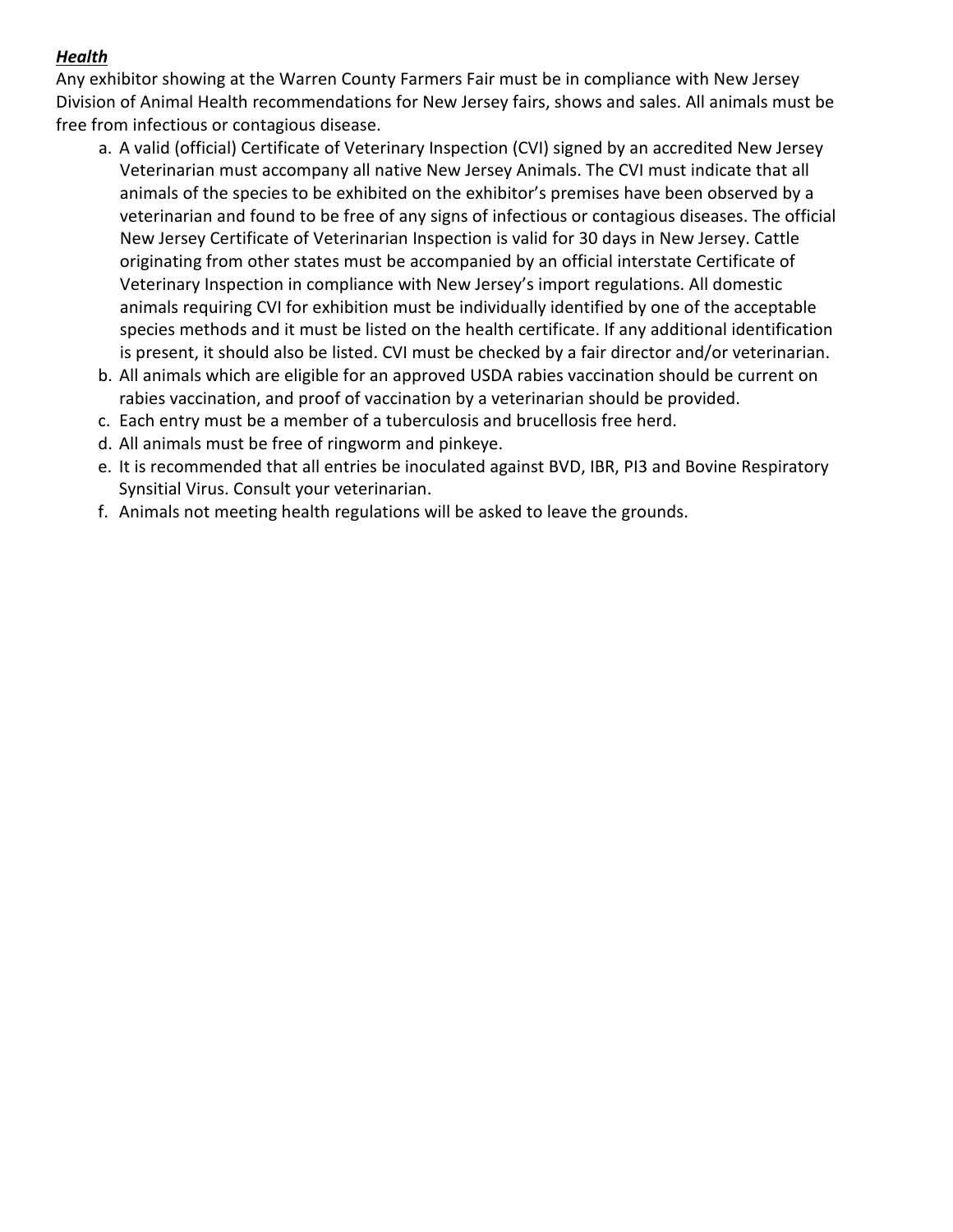***Health***

Any exhibitor showing at the Warren County Farmers Fair must be in compliance with New Jersey Division of Animal Health recommendations for New Jersey fairs, shows and sales. All animals must be free from infectious or contagious disease.

a. A valid (official) Certificate of Veterinary Inspection (CVI) signed by an accredited New Jersey Veterinarian must accompany all native New Jersey Animals. The CVI must indicate that all animals of the species to be exhibited on the exhibitor's premises have been observed by a veterinarian and found to be free of any signs of infectious or contagious diseases. The official New Jersey Certificate of Veterinarian Inspection is valid for 30 days in New Jersey. Cattle originating from other states must be accompanied by an official interstate Certificate of Veterinary Inspection in compliance with New Jersey's import regulations. All domestic animals requiring CVI for exhibition must be individually identified by one of the acceptable species methods and it must be listed on the health certificate. If any additional identification is present, it should also be listed. CVI must be checked by a fair director and/or veterinarian.
b. All animals which are eligible for an approved USDA rabies vaccination should be current on rabies vaccination, and proof of vaccination by a veterinarian should be provided.
c. Each entry must be a member of a tuberculosis and brucellosis free herd.
d. All animals must be free of ringworm and pinkeye.
e. It is recommended that all entries be inoculated against BVD, IBR, PI3 and Bovine Respiratory Synsitial Virus. Consult your veterinarian.
f. Animals not meeting health regulations will be asked to leave the grounds.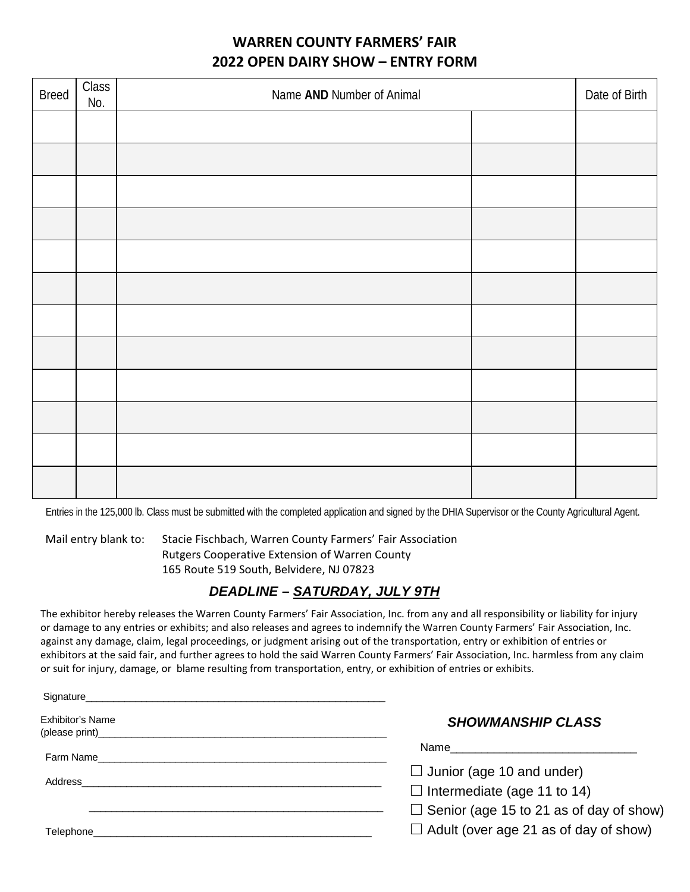# WARREN COUNTY FARMERS' FAIR
## 2022 OPEN DAIRY SHOW – ENTRY FORM

| Breed | Class No. | Name **AND** Number of Animal | | Date of Birth |
|---|---|---|---|---|
| | | | | |
| | | | | |
| | | | | |
| | | | | |
| | | | | |
| | | | | |
| | | | | |
| | | | | |
| | | | | |
| | | | | |
| | | | | |
| | | | | |

Entries in the 125,000 lb. Class must be submitted with the completed application and signed by the DHIA Supervisor or the County Agricultural Agent.

Mail entry blank to: Stacie Fischbach, Warren County Farmers' Fair Association
Rutgers Cooperative Extension of Warren County
165 Route 519 South, Belvidere, NJ 07823

***DEADLINE – SATURDAY, JULY 9TH***

The exhibitor hereby releases the Warren County Farmers' Fair Association, Inc. from any and all responsibility or liability for injury or damage to any entries or exhibits; and also releases and agrees to indemnify the Warren County Farmers' Fair Association, Inc. against any damage, claim, legal proceedings, or judgment arising out of the transportation, entry or exhibition of entries or exhibitors at the said fair, and further agrees to hold the said Warren County Farmers' Fair Association, Inc. harmless from any claim or suit for injury, damage, or blame resulting from transportation, entry, or exhibition of entries or exhibits.

Signature_______________________________________________________

Exhibitor's Name
(please print)_____________________________________________________

Farm Name_____________________________________________________

Address_______________________________________________________

_______________________________________________________

Telephone_____________________________________________________

***SHOWMANSHIP CLASS***

Name______________________________

☐ Junior (age 10 and under)

☐ Intermediate (age 11 to 14)

☐ Senior (age 15 to 21 as of day of show)

☐ Adult (over age 21 as of day of show)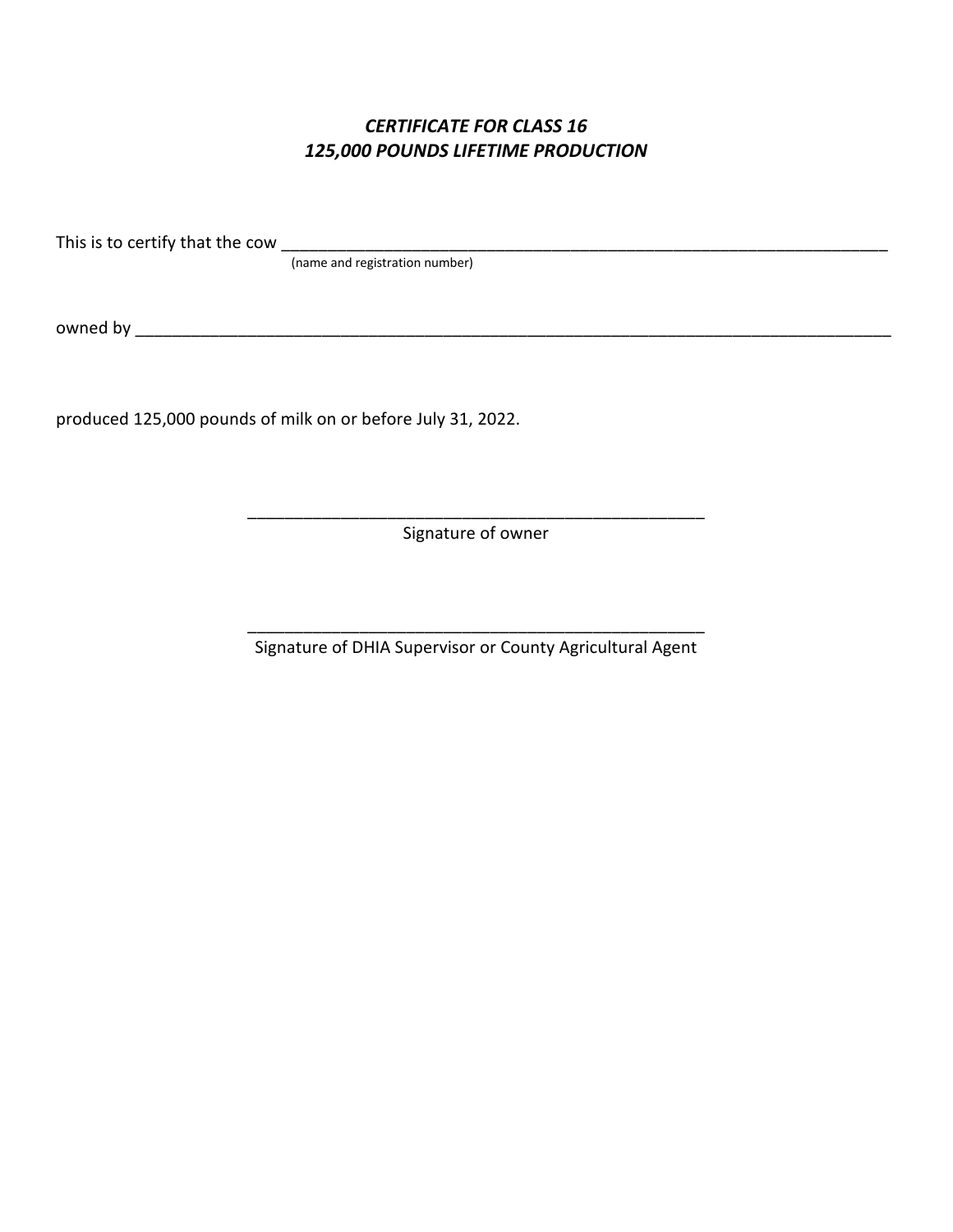# *CERTIFICATE FOR CLASS 16*
# *125,000 POUNDS LIFETIME PRODUCTION*

This is to certify that the cow ______________________________________________________________________
(name and registration number)

owned by ____________________________________________________________________________________

produced 125,000 pounds of milk on or before July 31, 2022.

__________________________________________________
Signature of owner

__________________________________________________
Signature of DHIA Supervisor or County Agricultural Agent